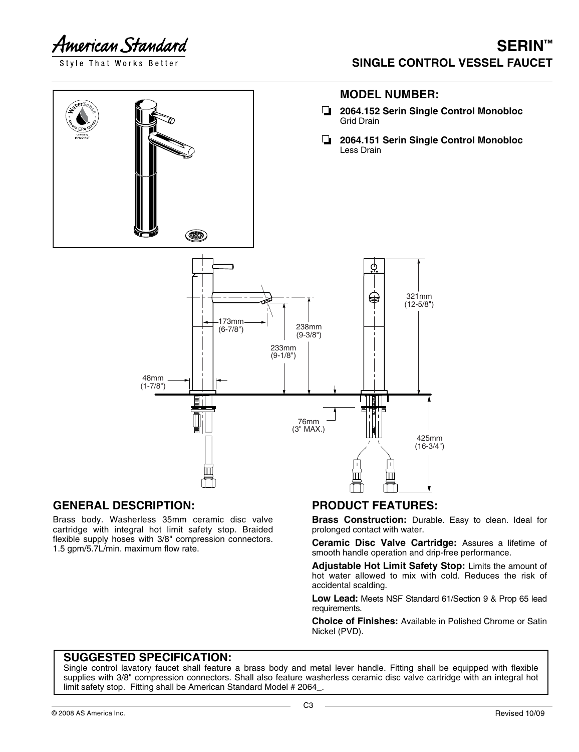American Standard
Style That Works Better

# SERIN™
## SINGLE CONTROL VESSEL FAUCET

### MODEL NUMBER:

- ❑ **2064.152 Serin Single Control Monobloc**
  Grid Drain
- ❑ **2064.151 Serin Single Control Monobloc**
  Less Drain

173mm (6-7/8")
238mm (9-3/8")
233mm (9-1/8")
48mm (1-7/8")
321mm (12-5/8")
76mm (3" MAX.)
425mm (16-3/4")

## GENERAL DESCRIPTION:

Brass body. Washerless 35mm ceramic disc valve cartridge with integral hot limit safety stop. Braided flexible supply hoses with 3/8" compression connectors. 1.5 gpm/5.7L/min. maximum flow rate.

## PRODUCT FEATURES:

**Brass Construction:** Durable. Easy to clean. Ideal for prolonged contact with water.

**Ceramic Disc Valve Cartridge:** Assures a lifetime of smooth handle operation and drip-free performance.

**Adjustable Hot Limit Safety Stop:** Limits the amount of hot water allowed to mix with cold. Reduces the risk of accidental scalding.

**Low Lead:** Meets NSF Standard 61/Section 9 & Prop 65 lead requirements.

**Choice of Finishes:** Available in Polished Chrome or Satin Nickel (PVD).

## SUGGESTED SPECIFICATION:

Single control lavatory faucet shall feature a brass body and metal lever handle. Fitting shall be equipped with flexible supplies with 3/8" compression connectors. Shall also feature washerless ceramic disc valve cartridge with an integral hot limit safety stop. Fitting shall be American Standard Model # 2064_.

© 2008 AS America Inc.

Revised 10/09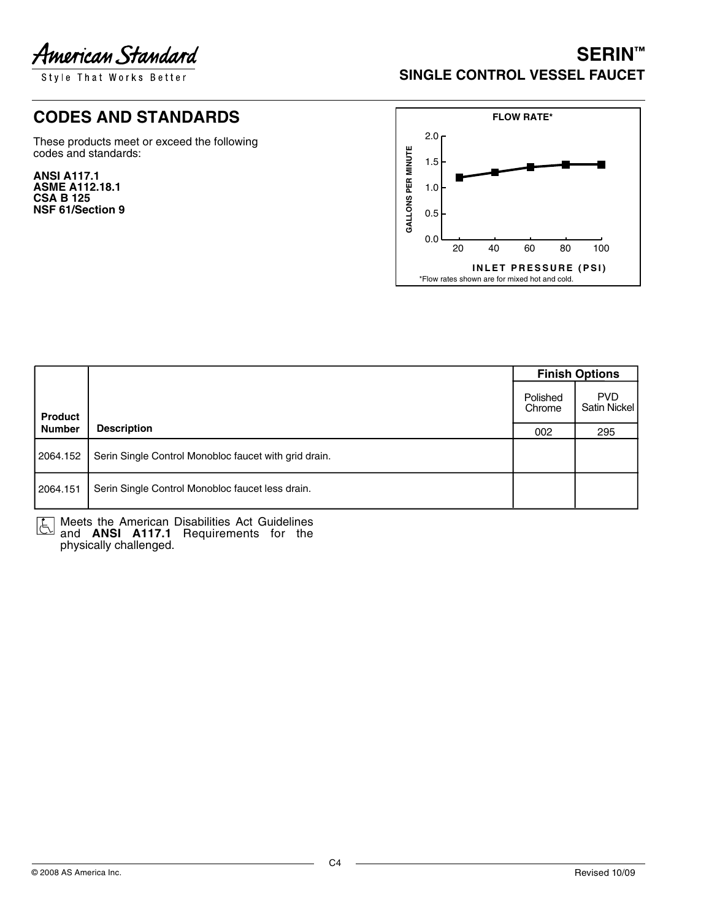# SERIN™

## SINGLE CONTROL VESSEL FAUCET

## CODES AND STANDARDS

These products meet or exceed the following codes and standards:

**ANSI A117.1**
**ASME A112.18.1**
**CSA B 125**
**NSF 61/Section 9**

FLOW RATE*

GALLONS PER MINUTE

2.0
1.5
1.0
0.5
0.0

20 40 60 80 100

INLET PRESSURE (PSI)

*Flow rates shown are for mixed hot and cold.

| Product Number | Description | Finish Options | |
|---|---|---|---|
| | | Polished Chrome | PVD Satin Nickel |
| | | 002 | 295 |
| 2064.152 | Serin Single Control Monobloc faucet with grid drain. | | |
| 2064.151 | Serin Single Control Monobloc faucet less drain. | | |

Meets the American Disabilities Act Guidelines and **ANSI A117.1** Requirements for the physically challenged.

© 2008 AS America Inc.

Revised 10/09